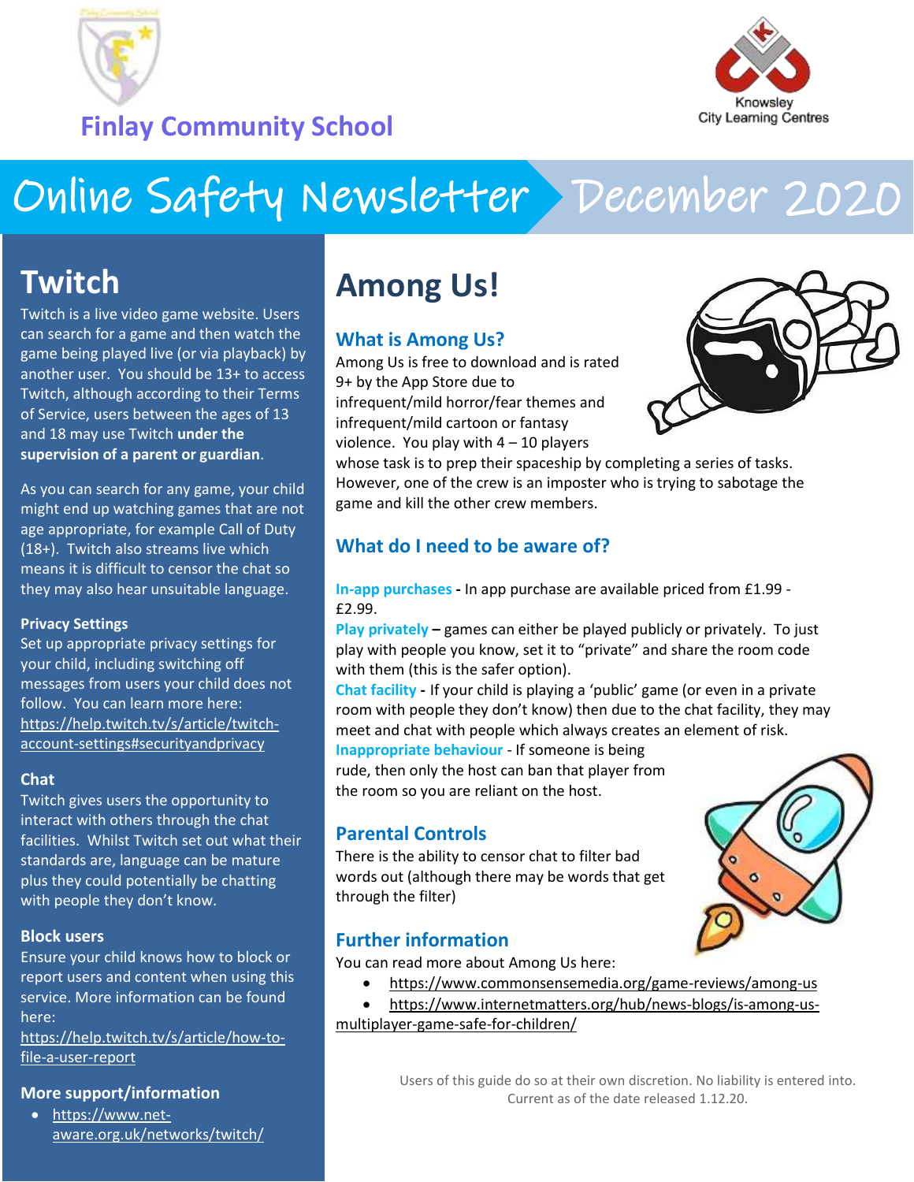Finlay Community School

Knowsley City Learning Centres

# Online Safety Newsletter December 2020

## Twitch

Twitch is a live video game website. Users can search for a game and then watch the game being played live (or via playback) by another user. You should be 13+ to access Twitch, although according to their Terms of Service, users between the ages of 13 and 18 may use Twitch **under the supervision of a parent or guardian**.

As you can search for any game, your child might end up watching games that are not age appropriate, for example Call of Duty (18+). Twitch also streams live which means it is difficult to censor the chat so they may also hear unsuitable language.

### Privacy Settings

Set up appropriate privacy settings for your child, including switching off messages from users your child does not follow. You can learn more here: https://help.twitch.tv/s/article/twitch-account-settings#securityandprivacy

### Chat

Twitch gives users the opportunity to interact with others through the chat facilities. Whilst Twitch set out what their standards are, language can be mature plus they could potentially be chatting with people they don't know.

### Block users

Ensure your child knows how to block or report users and content when using this service. More information can be found here: https://help.twitch.tv/s/article/how-to-file-a-user-report

### More support/information

- https://www.net-aware.org.uk/networks/twitch/

## Among Us!

### What is Among Us?

Among Us is free to download and is rated 9+ by the App Store due to infrequent/mild horror/fear themes and infrequent/mild cartoon or fantasy violence. You play with 4 – 10 players whose task is to prep their spaceship by completing a series of tasks. However, one of the crew is an imposter who is trying to sabotage the game and kill the other crew members.

### What do I need to be aware of?

**In-app purchases** - In app purchase are available priced from £1.99 - £2.99.

**Play privately** – games can either be played publicly or privately. To just play with people you know, set it to "private" and share the room code with them (this is the safer option).

**Chat facility** - If your child is playing a 'public' game (or even in a private room with people they don't know) then due to the chat facility, they may meet and chat with people which always creates an element of risk.

**Inappropriate behaviour** - If someone is being rude, then only the host can ban that player from the room so you are reliant on the host.

### Parental Controls

There is the ability to censor chat to filter bad words out (although there may be words that get through the filter)

### Further information

You can read more about Among Us here:

- https://www.commonsensemedia.org/game-reviews/among-us
- https://www.internetmatters.org/hub/news-blogs/is-among-us-multiplayer-game-safe-for-children/

Users of this guide do so at their own discretion. No liability is entered into. Current as of the date released 1.12.20.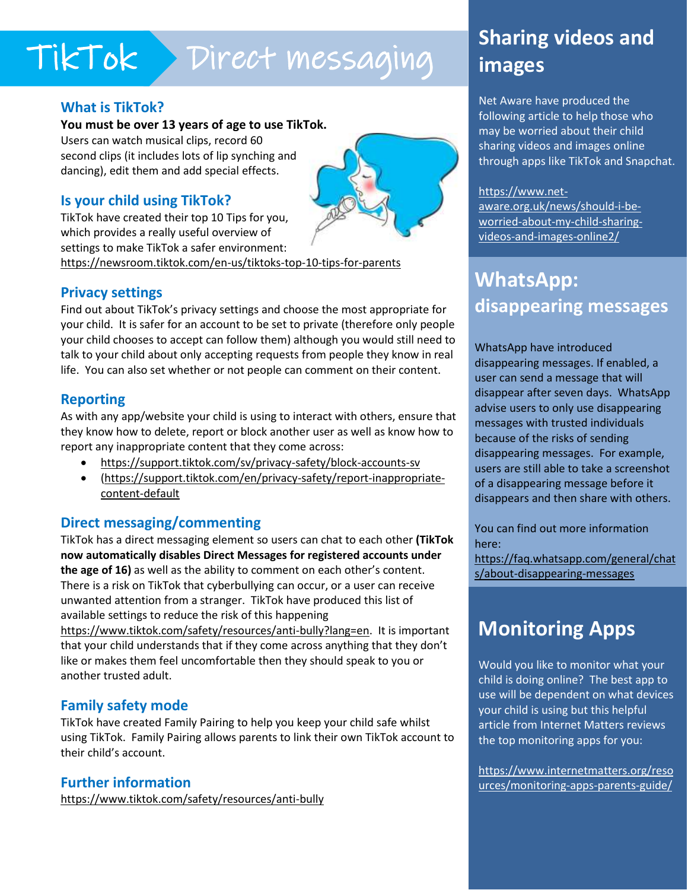# TikTok Direct messaging

## What is TikTok?

**You must be over 13 years of age to use TikTok.**
Users can watch musical clips, record 60 second clips (it includes lots of lip synching and dancing), edit them and add special effects.

## Is your child using TikTok?

TikTok have created their top 10 Tips for you, which provides a really useful overview of settings to make TikTok a safer environment:
https://newsroom.tiktok.com/en-us/tiktoks-top-10-tips-for-parents

## Privacy settings

Find out about TikTok's privacy settings and choose the most appropriate for your child. It is safer for an account to be set to private (therefore only people your child chooses to accept can follow them) although you would still need to talk to your child about only accepting requests from people they know in real life. You can also set whether or not people can comment on their content.

## Reporting

As with any app/website your child is using to interact with others, ensure that they know how to delete, report or block another user as well as know how to report any inappropriate content that they come across:

- https://support.tiktok.com/sv/privacy-safety/block-accounts-sv
- (https://support.tiktok.com/en/privacy-safety/report-inappropriate-content-default

## Direct messaging/commenting

TikTok has a direct messaging element so users can chat to each other **(TikTok now automatically disables Direct Messages for registered accounts under the age of 16)** as well as the ability to comment on each other's content. There is a risk on TikTok that cyberbullying can occur, or a user can receive unwanted attention from a stranger. TikTok have produced this list of available settings to reduce the risk of this happening https://www.tiktok.com/safety/resources/anti-bully?lang=en. It is important that your child understands that if they come across anything that they don't like or makes them feel uncomfortable then they should speak to you or another trusted adult.

## Family safety mode

TikTok have created Family Pairing to help you keep your child safe whilst using TikTok. Family Pairing allows parents to link their own TikTok account to their child's account.

## Further information

https://www.tiktok.com/safety/resources/anti-bully

# Sharing videos and images

Net Aware have produced the following article to help those who may be worried about their child sharing videos and images online through apps like TikTok and Snapchat.

https://www.net-aware.org.uk/news/should-i-be-worried-about-my-child-sharing-videos-and-images-online2/

# WhatsApp: disappearing messages

WhatsApp have introduced disappearing messages. If enabled, a user can send a message that will disappear after seven days. WhatsApp advise users to only use disappearing messages with trusted individuals because of the risks of sending disappearing messages. For example, users are still able to take a screenshot of a disappearing message before it disappears and then share with others.

You can find out more information here:
https://faq.whatsapp.com/general/chats/about-disappearing-messages

# Monitoring Apps

Would you like to monitor what your child is doing online? The best app to use will be dependent on what devices your child is using but this helpful article from Internet Matters reviews the top monitoring apps for you:

https://www.internetmatters.org/resources/monitoring-apps-parents-guide/